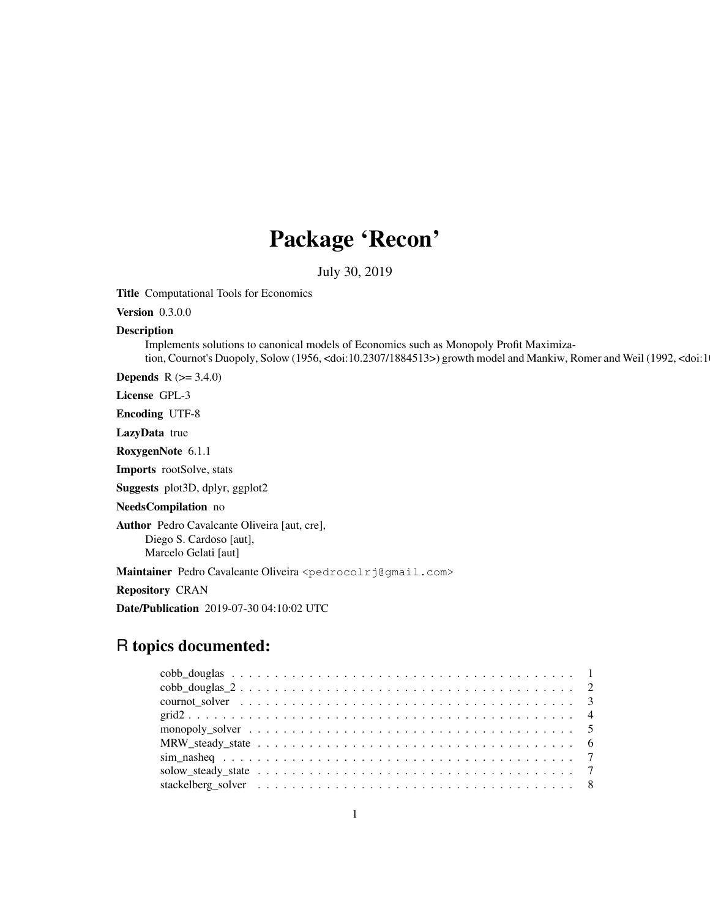# Package 'Recon'

July 30, 2019

**Title** Computational Tools for Economics

**Version** 0.3.0.0

**Description**
Implements solutions to canonical models of Economics such as Monopoly Profit Maximization, Cournot's Duopoly, Solow (1956, <doi:10.2307/1884513>) growth model and Mankiw, Romer and Weil (1992, <doi:1

**Depends** R (>= 3.4.0)

**License** GPL-3

**Encoding** UTF-8

**LazyData** true

**RoxygenNote** 6.1.1

**Imports** rootSolve, stats

**Suggests** plot3D, dplyr, ggplot2

**NeedsCompilation** no

**Author** Pedro Cavalcante Oliveira [aut, cre],
Diego S. Cardoso [aut],
Marcelo Gelati [aut]

**Maintainer** Pedro Cavalcante Oliveira <pedrocolrj@gmail.com>

**Repository** CRAN

**Date/Publication** 2019-07-30 04:10:02 UTC

## R topics documented:

- cobb_douglas . . . . . . . . . . . . . . . . . . . . . . . . . . . . . . . . . . . . . . . . 1
- cobb_douglas_2 . . . . . . . . . . . . . . . . . . . . . . . . . . . . . . . . . . . . . . . 2
- cournot_solver . . . . . . . . . . . . . . . . . . . . . . . . . . . . . . . . . . . . . . . 3
- grid2 . . . . . . . . . . . . . . . . . . . . . . . . . . . . . . . . . . . . . . . . . . . . 4
- monopoly_solver . . . . . . . . . . . . . . . . . . . . . . . . . . . . . . . . . . . . . . 5
- MRW_steady_state . . . . . . . . . . . . . . . . . . . . . . . . . . . . . . . . . . . . . 6
- sim_nasheq . . . . . . . . . . . . . . . . . . . . . . . . . . . . . . . . . . . . . . . . . 7
- solow_steady_state . . . . . . . . . . . . . . . . . . . . . . . . . . . . . . . . . . . . . 7
- stackelberg_solver . . . . . . . . . . . . . . . . . . . . . . . . . . . . . . . . . . . . . 8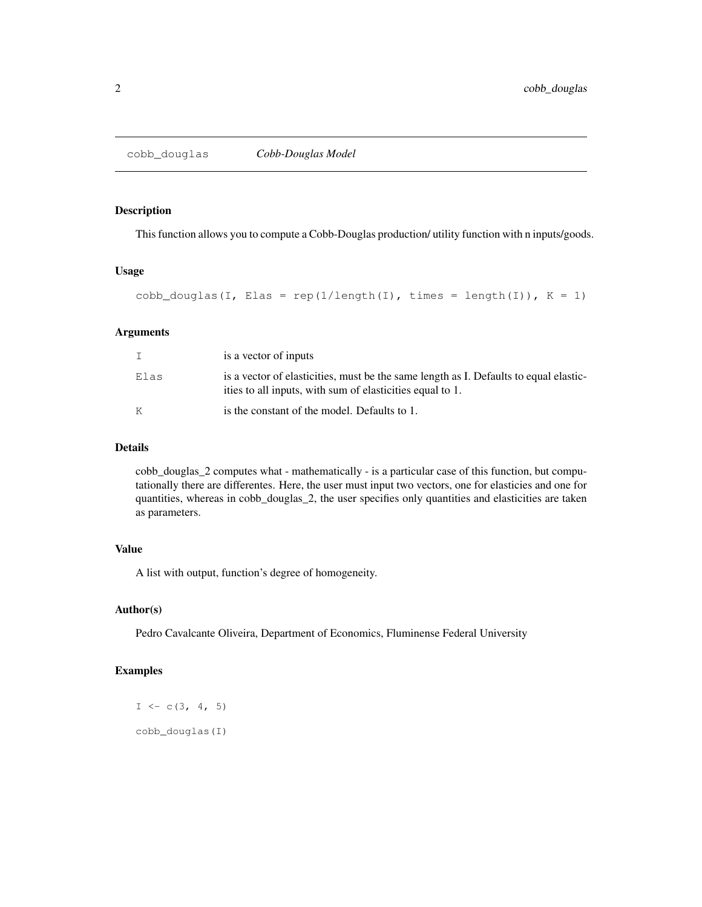# cobb_douglas *Cobb-Douglas Model*

## Description

This function allows you to compute a Cobb-Douglas production/ utility function with n inputs/goods.

## Usage

```
cobb_douglas(I, Elas = rep(1/length(I), times = length(I)), K = 1)
```

## Arguments

| | |
|---|---|
| I | is a vector of inputs |
| Elas | is a vector of elasticities, must be the same length as I. Defaults to equal elasticities to all inputs, with sum of elasticities equal to 1. |
| K | is the constant of the model. Defaults to 1. |

## Details

cobb_douglas_2 computes what - mathematically - is a particular case of this function, but computationally there are differentes. Here, the user must input two vectors, one for elasticies and one for quantities, whereas in cobb_douglas_2, the user specifies only quantities and elasticities are taken as parameters.

## Value

A list with output, function's degree of homogeneity.

## Author(s)

Pedro Cavalcante Oliveira, Department of Economics, Fluminense Federal University

## Examples

```
I <- c(3, 4, 5)

cobb_douglas(I)
```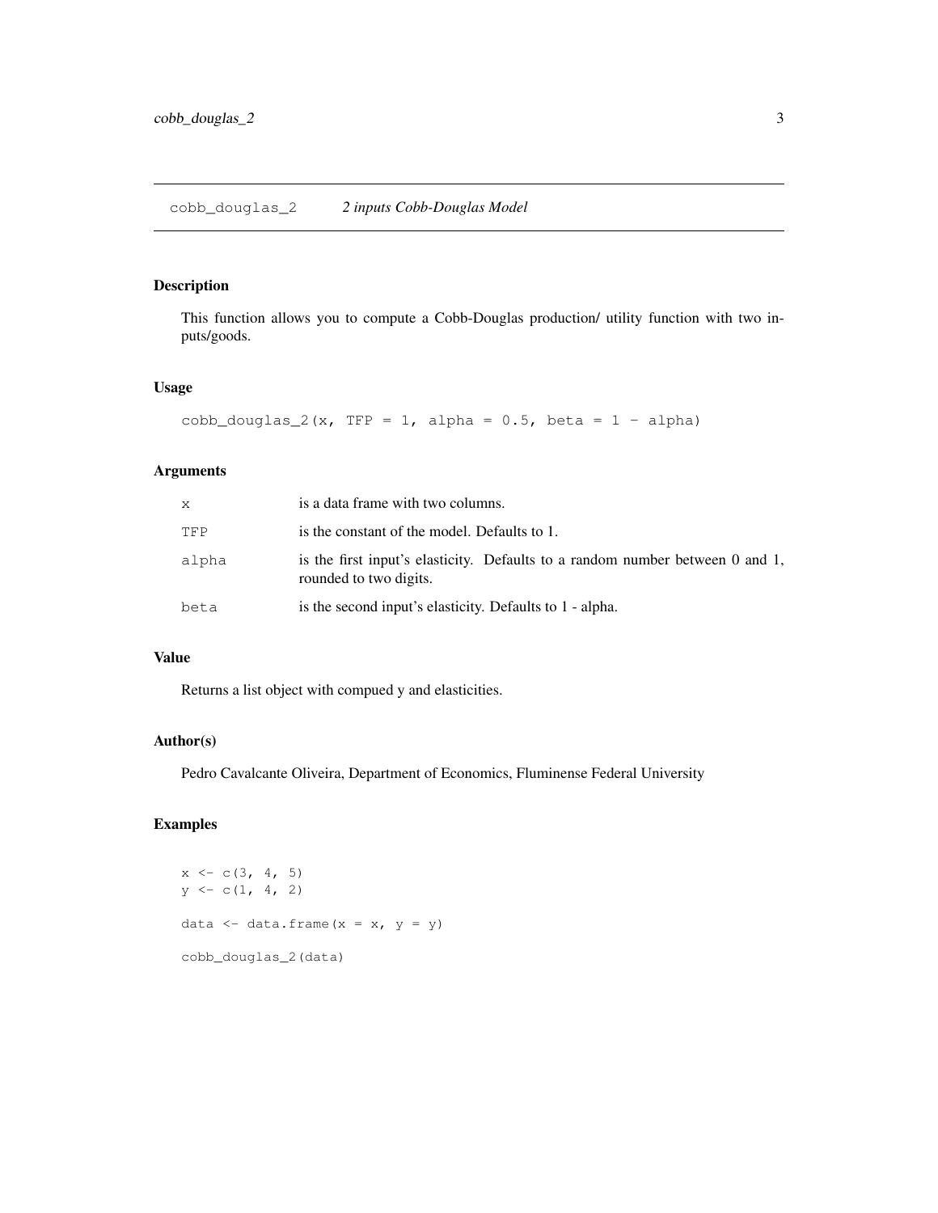## cobb_douglas_2 — *2 inputs Cobb-Douglas Model*

### Description

This function allows you to compute a Cobb-Douglas production/ utility function with two inputs/goods.

### Usage

```
cobb_douglas_2(x, TFP = 1, alpha = 0.5, beta = 1 - alpha)
```

### Arguments

| | |
|---|---|
| x | is a data frame with two columns. |
| TFP | is the constant of the model. Defaults to 1. |
| alpha | is the first input's elasticity. Defaults to a random number between 0 and 1, rounded to two digits. |
| beta | is the second input's elasticity. Defaults to 1 - alpha. |

### Value

Returns a list object with compued y and elasticities.

### Author(s)

Pedro Cavalcante Oliveira, Department of Economics, Fluminense Federal University

### Examples

```
x <- c(3, 4, 5)
y <- c(1, 4, 2)

data <- data.frame(x = x, y = y)

cobb_douglas_2(data)
```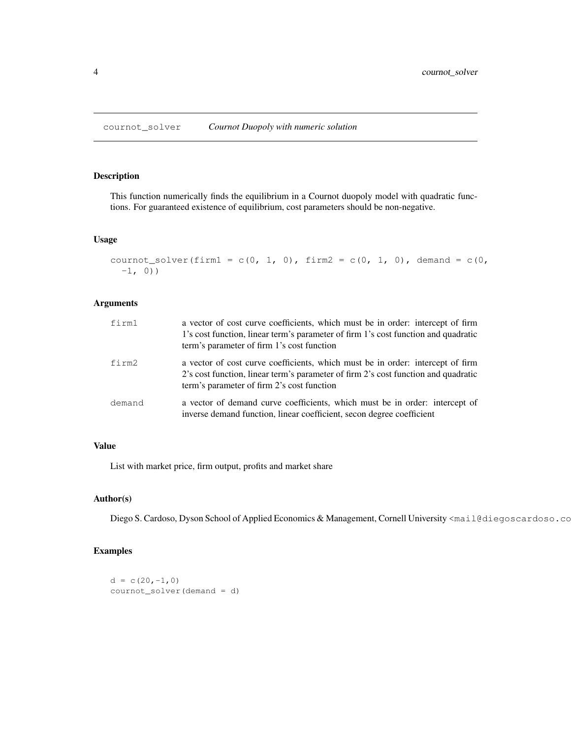## cournot_solver *Cournot Duopoly with numeric solution*

### Description

This function numerically finds the equilibrium in a Cournot duopoly model with quadratic functions. For guaranteed existence of equilibrium, cost parameters should be non-negative.

### Usage

```
cournot_solver(firm1 = c(0, 1, 0), firm2 = c(0, 1, 0), demand = c(0,
  -1, 0))
```

### Arguments

| | |
|---|---|
| firm1 | a vector of cost curve coefficients, which must be in order: intercept of firm 1's cost function, linear term's parameter of firm 1's cost function and quadratic term's parameter of firm 1's cost function |
| firm2 | a vector of cost curve coefficients, which must be in order: intercept of firm 2's cost function, linear term's parameter of firm 2's cost function and quadratic term's parameter of firm 2's cost function |
| demand | a vector of demand curve coefficients, which must be in order: intercept of inverse demand function, linear coefficient, secon degree coefficient |

### Value

List with market price, firm output, profits and market share

### Author(s)

Diego S. Cardoso, Dyson School of Applied Economics & Management, Cornell University <mail@diegoscardoso.co

### Examples

```
d = c(20,-1,0)
cournot_solver(demand = d)
```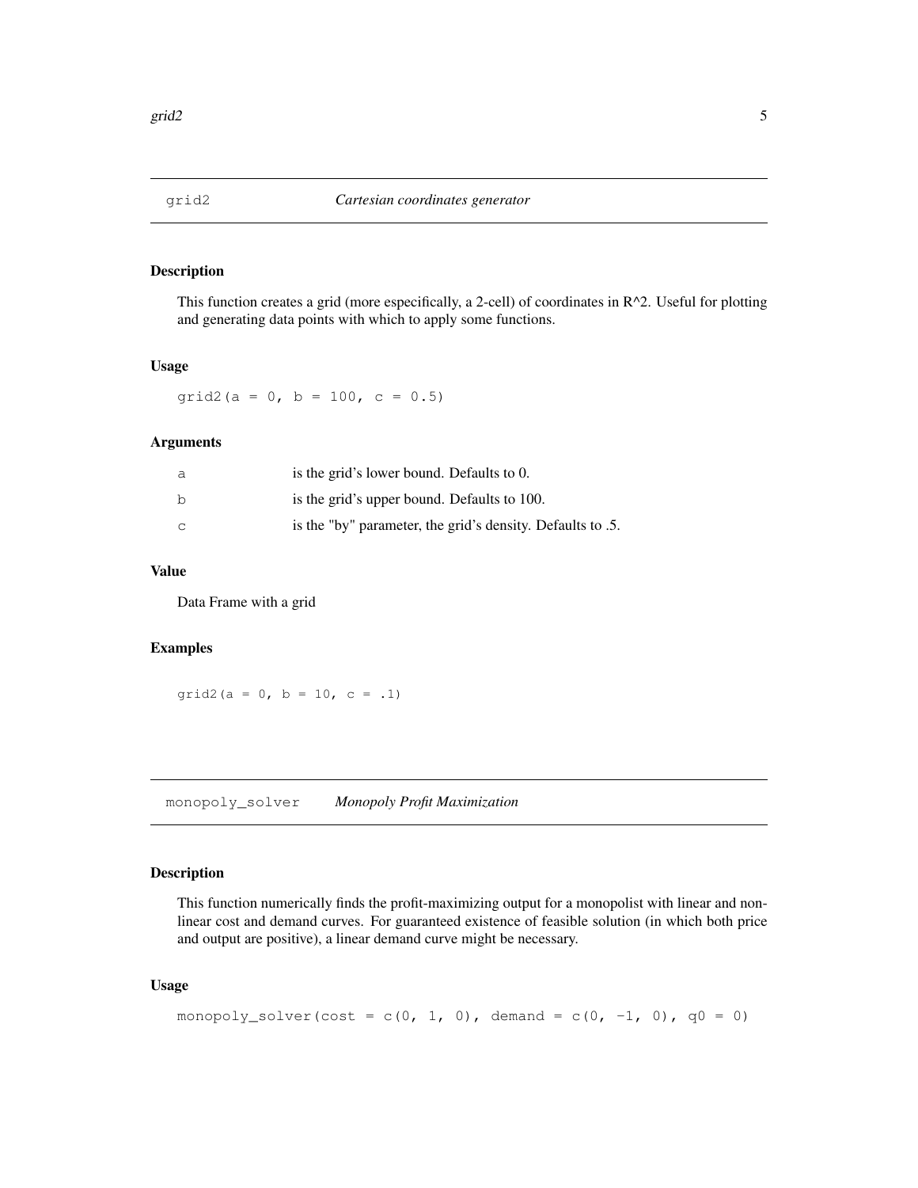## grid2 *Cartesian coordinates generator*

### Description

This function creates a grid (more especifically, a 2-cell) of coordinates in R^2. Useful for plotting and generating data points with which to apply some functions.

### Usage

```
grid2(a = 0, b = 100, c = 0.5)
```

### Arguments

| | |
|---|---|
| a | is the grid's lower bound. Defaults to 0. |
| b | is the grid's upper bound. Defaults to 100. |
| c | is the "by" parameter, the grid's density. Defaults to .5. |

### Value

Data Frame with a grid

### Examples

```
grid2(a = 0, b = 10, c = .1)
```

## monopoly_solver *Monopoly Profit Maximization*

### Description

This function numerically finds the profit-maximizing output for a monopolist with linear and non-linear cost and demand curves. For guaranteed existence of feasible solution (in which both price and output are positive), a linear demand curve might be necessary.

### Usage

```
monopoly_solver(cost = c(0, 1, 0), demand = c(0, -1, 0), q0 = 0)
```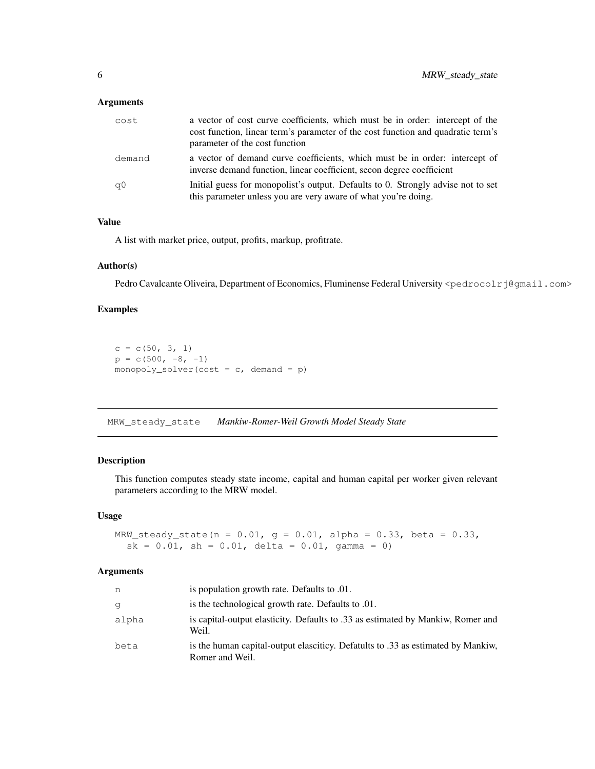## Arguments

| | |
|---|---|
| cost | a vector of cost curve coefficients, which must be in order: intercept of the cost function, linear term's parameter of the cost function and quadratic term's parameter of the cost function |
| demand | a vector of demand curve coefficients, which must be in order: intercept of inverse demand function, linear coefficient, secon degree coefficient |
| q0 | Initial guess for monopolist's output. Defaults to 0. Strongly advise not to set this parameter unless you are very aware of what you're doing. |

## Value

A list with market price, output, profits, markup, profitrate.

## Author(s)

Pedro Cavalcante Oliveira, Department of Economics, Fluminense Federal University <pedrocolrj@gmail.com>

## Examples

```
c = c(50, 3, 1)
p = c(500, -8, -1)
monopoly_solver(cost = c, demand = p)
```

---

# MRW_steady_state *Mankiw-Romer-Weil Growth Model Steady State*

---

## Description

This function computes steady state income, capital and human capital per worker given relevant parameters according to the MRW model.

## Usage

```
MRW_steady_state(n = 0.01, g = 0.01, alpha = 0.33, beta = 0.33,
  sk = 0.01, sh = 0.01, delta = 0.01, gamma = 0)
```

## Arguments

| | |
|---|---|
| n | is population growth rate. Defaults to .01. |
| g | is the technological growth rate. Defaults to .01. |
| alpha | is capital-output elasticity. Defaults to .33 as estimated by Mankiw, Romer and Weil. |
| beta | is the human capital-output elasciticy. Defatults to .33 as estimated by Mankiw, Romer and Weil. |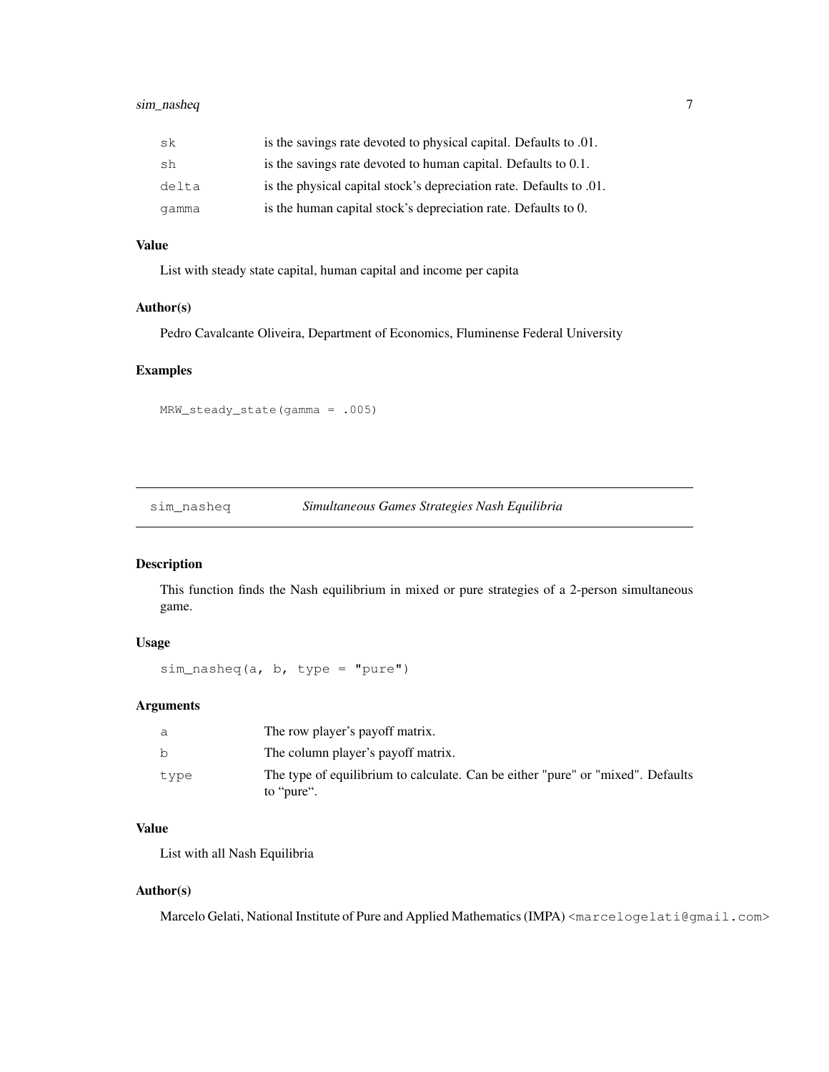| | |
|---|---|
| sk | is the savings rate devoted to physical capital. Defaults to .01. |
| sh | is the savings rate devoted to human capital. Defaults to 0.1. |
| delta | is the physical capital stock's depreciation rate. Defaults to .01. |
| gamma | is the human capital stock's depreciation rate. Defaults to 0. |

### Value

List with steady state capital, human capital and income per capita

### Author(s)

Pedro Cavalcante Oliveira, Department of Economics, Fluminense Federal University

### Examples

```
MRW_steady_state(gamma = .005)
```

## sim_nasheq *Simultaneous Games Strategies Nash Equilibria*

### Description

This function finds the Nash equilibrium in mixed or pure strategies of a 2-person simultaneous game.

### Usage

```
sim_nasheq(a, b, type = "pure")
```

### Arguments

| | |
|---|---|
| a | The row player's payoff matrix. |
| b | The column player's payoff matrix. |
| type | The type of equilibrium to calculate. Can be either "pure" or "mixed". Defaults to "pure". |

### Value

List with all Nash Equilibria

### Author(s)

Marcelo Gelati, National Institute of Pure and Applied Mathematics (IMPA) <marcelogelati@gmail.com>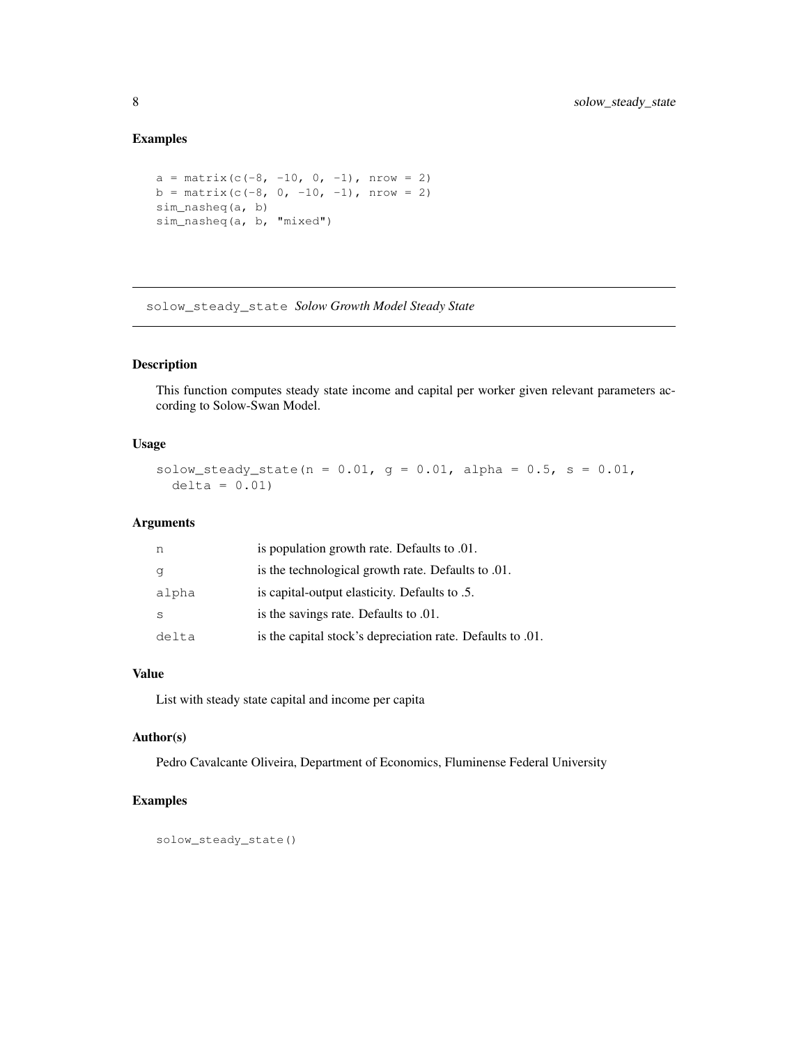## Examples

```
a = matrix(c(-8, -10, 0, -1), nrow = 2)
b = matrix(c(-8, 0, -10, -1), nrow = 2)
sim_nasheq(a, b)
sim_nasheq(a, b, "mixed")
```

---

## solow_steady_state *Solow Growth Model Steady State*

---

### Description

This function computes steady state income and capital per worker given relevant parameters according to Solow-Swan Model.

### Usage

```
solow_steady_state(n = 0.01, g = 0.01, alpha = 0.5, s = 0.01,
  delta = 0.01)
```

### Arguments

| | |
|---|---|
| n | is population growth rate. Defaults to .01. |
| g | is the technological growth rate. Defaults to .01. |
| alpha | is capital-output elasticity. Defaults to .5. |
| s | is the savings rate. Defaults to .01. |
| delta | is the capital stock's depreciation rate. Defaults to .01. |

### Value

List with steady state capital and income per capita

### Author(s)

Pedro Cavalcante Oliveira, Department of Economics, Fluminense Federal University

### Examples

```
solow_steady_state()
```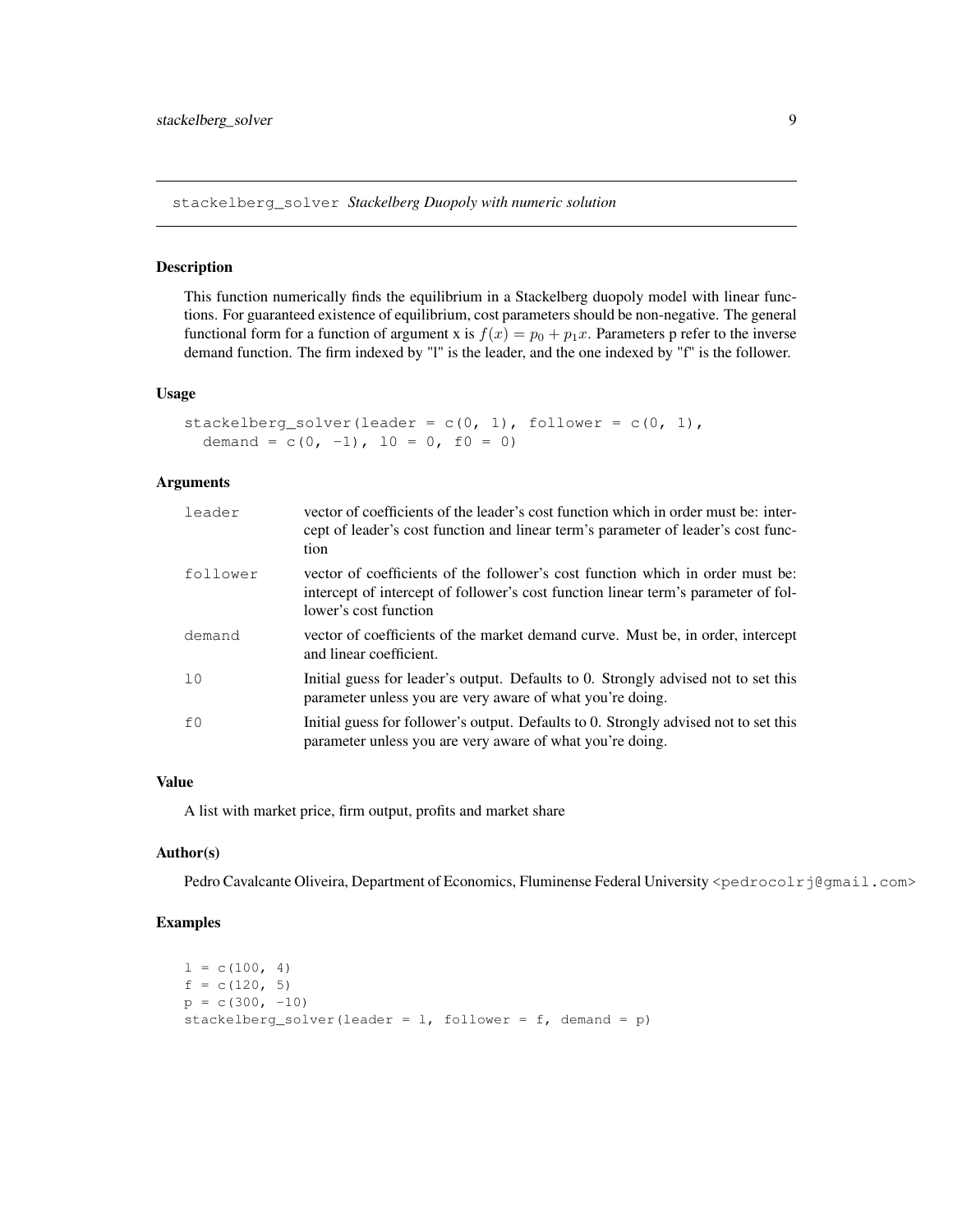stackelberg_solver *Stackelberg Duopoly with numeric solution*

## Description

This function numerically finds the equilibrium in a Stackelberg duopoly model with linear functions. For guaranteed existence of equilibrium, cost parameters should be non-negative. The general functional form for a function of argument x is $f(x) = p_0 + p_1 x$. Parameters p refer to the inverse demand function. The firm indexed by "l" is the leader, and the one indexed by "f" is the follower.

## Usage

```
stackelberg_solver(leader = c(0, 1), follower = c(0, 1),
  demand = c(0, -1), l0 = 0, f0 = 0)
```

## Arguments

| | |
|---|---|
| leader | vector of coefficients of the leader's cost function which in order must be: intercept of leader's cost function and linear term's parameter of leader's cost function |
| follower | vector of coefficients of the follower's cost function which in order must be: intercept of intercept of follower's cost function linear term's parameter of follower's cost function |
| demand | vector of coefficients of the market demand curve. Must be, in order, intercept and linear coefficient. |
| l0 | Initial guess for leader's output. Defaults to 0. Strongly advised not to set this parameter unless you are very aware of what you're doing. |
| f0 | Initial guess for follower's output. Defaults to 0. Strongly advised not to set this parameter unless you are very aware of what you're doing. |

## Value

A list with market price, firm output, profits and market share

## Author(s)

Pedro Cavalcante Oliveira, Department of Economics, Fluminense Federal University <pedrocolrj@gmail.com>

## Examples

```
l = c(100, 4)
f = c(120, 5)
p = c(300, -10)
stackelberg_solver(leader = l, follower = f, demand = p)
```